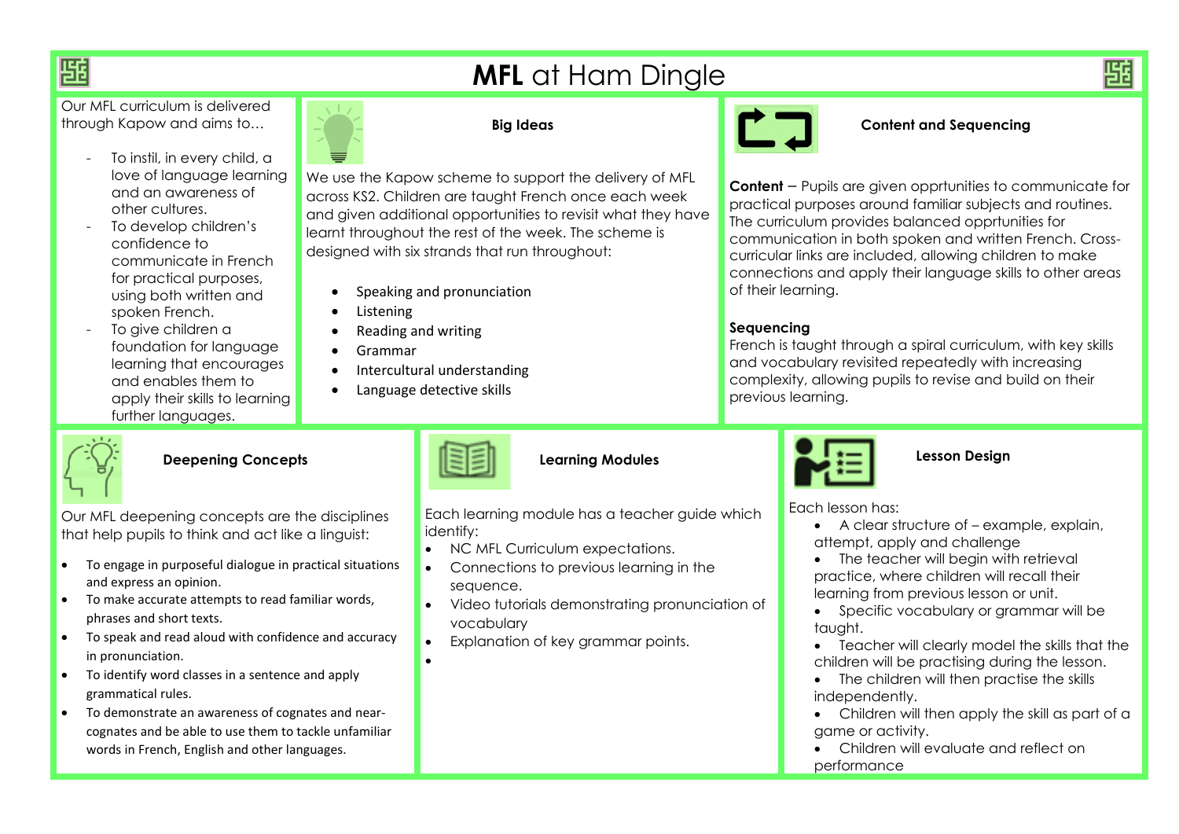# **MFL** at Ham Dingle

Our MFL curriculum is delivered through Kapow and aims to…

- To instil, in every child, a love of language learning and an awareness of other cultures.
- To develop children's confidence to communicate in French for practical purposes, using both written and spoken French.
- To give children a foundation for language learning that encourages and enables them to apply their skills to learning further languages.

### Big Ideas

We use the Kapow scheme to support the delivery of MFL across KS2. Children are taught French once each week and given additional opportunities to revisit what they have learnt throughout the rest of the week. The scheme is designed with six strands that run throughout:

- Speaking and pronunciation
- Listening
- Reading and writing
- Grammar
- Intercultural understanding
- Language detective skills

### Content and Sequencing

**Content** – Pupils are given opprtunities to communicate for practical purposes around familiar subjects and routines. The curriculum provides balanced opprtunities for communication in both spoken and written French. Cross-curricular links are included, allowing children to make connections and apply their language skills to other areas of their learning.

**Sequencing**
French is taught through a spiral curriculum, with key skills and vocabulary revisited repeatedly with increasing complexity, allowing pupils to revise and build on their previous learning.

### Deepening Concepts

Our MFL deepening concepts are the disciplines that help pupils to think and act like a linguist:

- To engage in purposeful dialogue in practical situations and express an opinion.
- To make accurate attempts to read familiar words, phrases and short texts.
- To speak and read aloud with confidence and accuracy in pronunciation.
- To identify word classes in a sentence and apply grammatical rules.
- To demonstrate an awareness of cognates and near-cognates and be able to use them to tackle unfamiliar words in French, English and other languages.

### Learning Modules

Each learning module has a teacher guide which identify:

- NC MFL Curriculum expectations.
- Connections to previous learning in the sequence.
- Video tutorials demonstrating pronunciation of vocabulary
- Explanation of key grammar points.

### Lesson Design

Each lesson has:

- A clear structure of – example, explain, attempt, apply and challenge
- The teacher will begin with retrieval practice, where children will recall their learning from previous lesson or unit.
- Specific vocabulary or grammar will be taught.
- Teacher will clearly model the skills that the children will be practising during the lesson.
- The children will then practise the skills independently.
- Children will then apply the skill as part of a game or activity.
- Children will evaluate and reflect on performance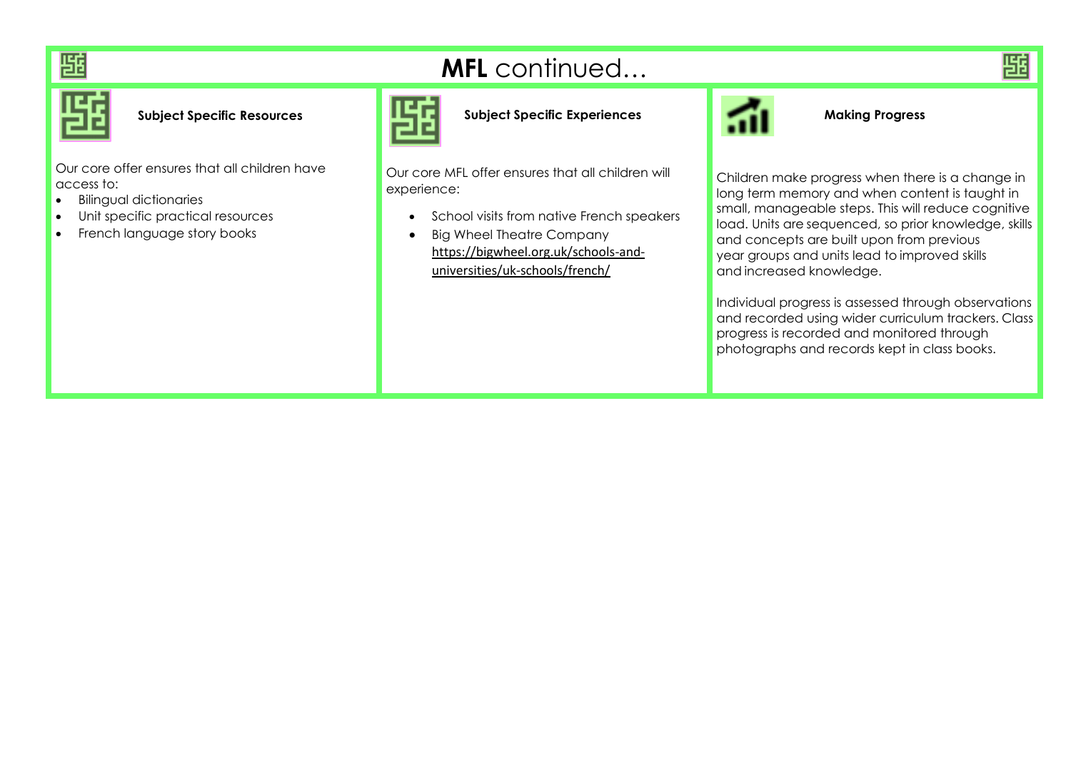# **MFL** continued…

### Subject Specific Resources

Our core offer ensures that all children have access to:

- Bilingual dictionaries
- Unit specific practical resources
- French language story books

### Subject Specific Experiences

Our core MFL offer ensures that all children will experience:

- School visits from native French speakers
- Big Wheel Theatre Company https://bigwheel.org.uk/schools-and-universities/uk-schools/french/

### Making Progress

Children make progress when there is a change in long term memory and when content is taught in small, manageable steps. This will reduce cognitive load. Units are sequenced, so prior knowledge, skills and concepts are built upon from previous year groups and units lead to improved skills and increased knowledge.

Individual progress is assessed through observations and recorded using wider curriculum trackers. Class progress is recorded and monitored through photographs and records kept in class books.